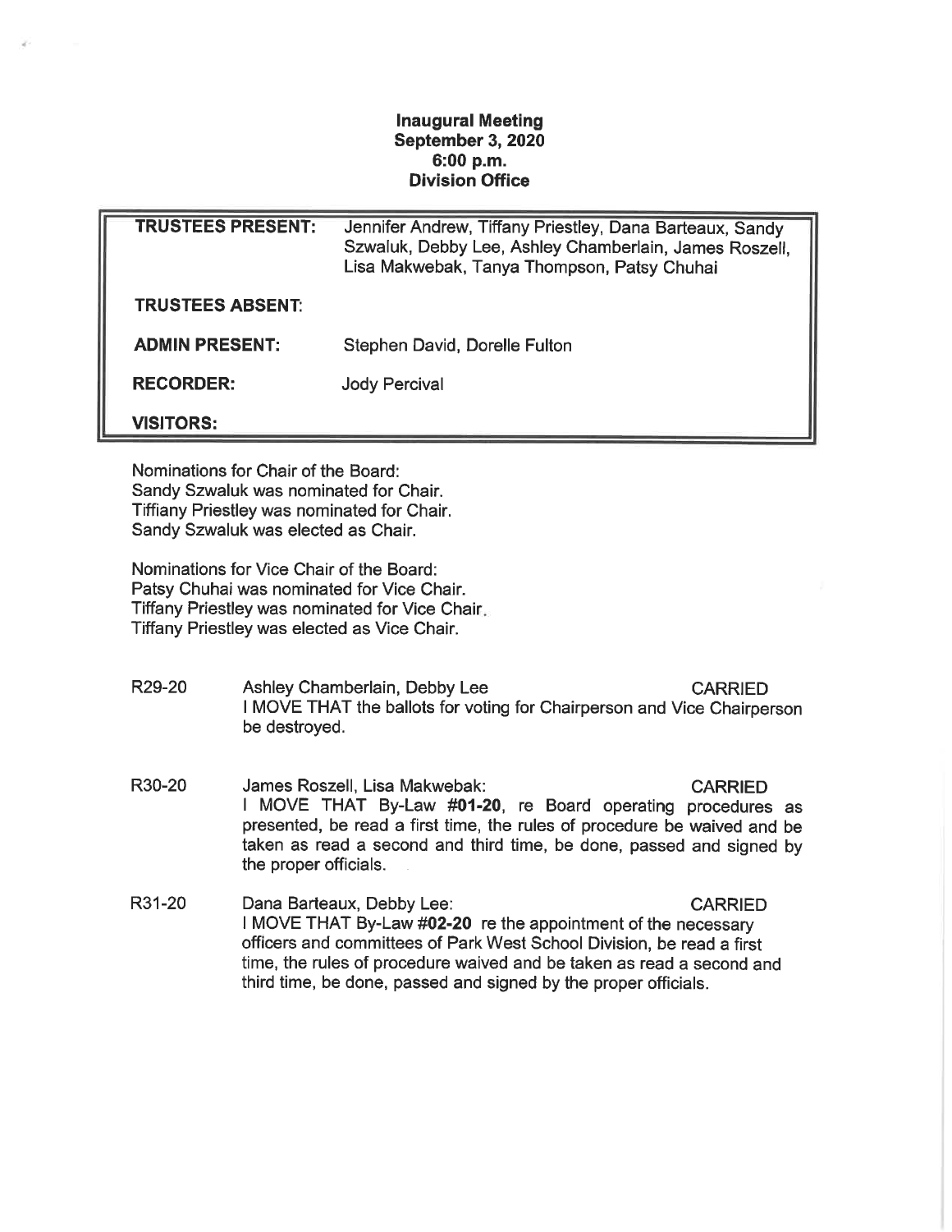**Inaugural Meeting**
**September 3, 2020**
**6:00 p.m.**
**Division Office**

| | |
|---|---|
| **TRUSTEES PRESENT:** | Jennifer Andrew, Tiffany Priestley, Dana Barteaux, Sandy Szwaluk, Debby Lee, Ashley Chamberlain, James Roszell, Lisa Makwebak, Tanya Thompson, Patsy Chuhai |
| **TRUSTEES ABSENT:** | |
| **ADMIN PRESENT:** | Stephen David, Dorelle Fulton |
| **RECORDER:** | Jody Percival |
| **VISITORS:** | |

Nominations for Chair of the Board:
Sandy Szwaluk was nominated for Chair.
Tiffiany Priestley was nominated for Chair.
Sandy Szwaluk was elected as Chair.

Nominations for Vice Chair of the Board:
Patsy Chuhai was nominated for Vice Chair.
Tiffany Priestley was nominated for Vice Chair.
Tiffany Priestley was elected as Vice Chair.

R29-20 Ashley Chamberlain, Debby Lee CARRIED
I MOVE THAT the ballots for voting for Chairperson and Vice Chairperson be destroyed.

R30-20 James Roszell, Lisa Makwebak: CARRIED
I MOVE THAT By-Law **#01-20**, re Board operating procedures as presented, be read a first time, the rules of procedure be waived and be taken as read a second and third time, be done, passed and signed by the proper officials.

R31-20 Dana Barteaux, Debby Lee: CARRIED
I MOVE THAT By-Law **#02-20** re the appointment of the necessary officers and committees of Park West School Division, be read a first time, the rules of procedure waived and be taken as read a second and third time, be done, passed and signed by the proper officials.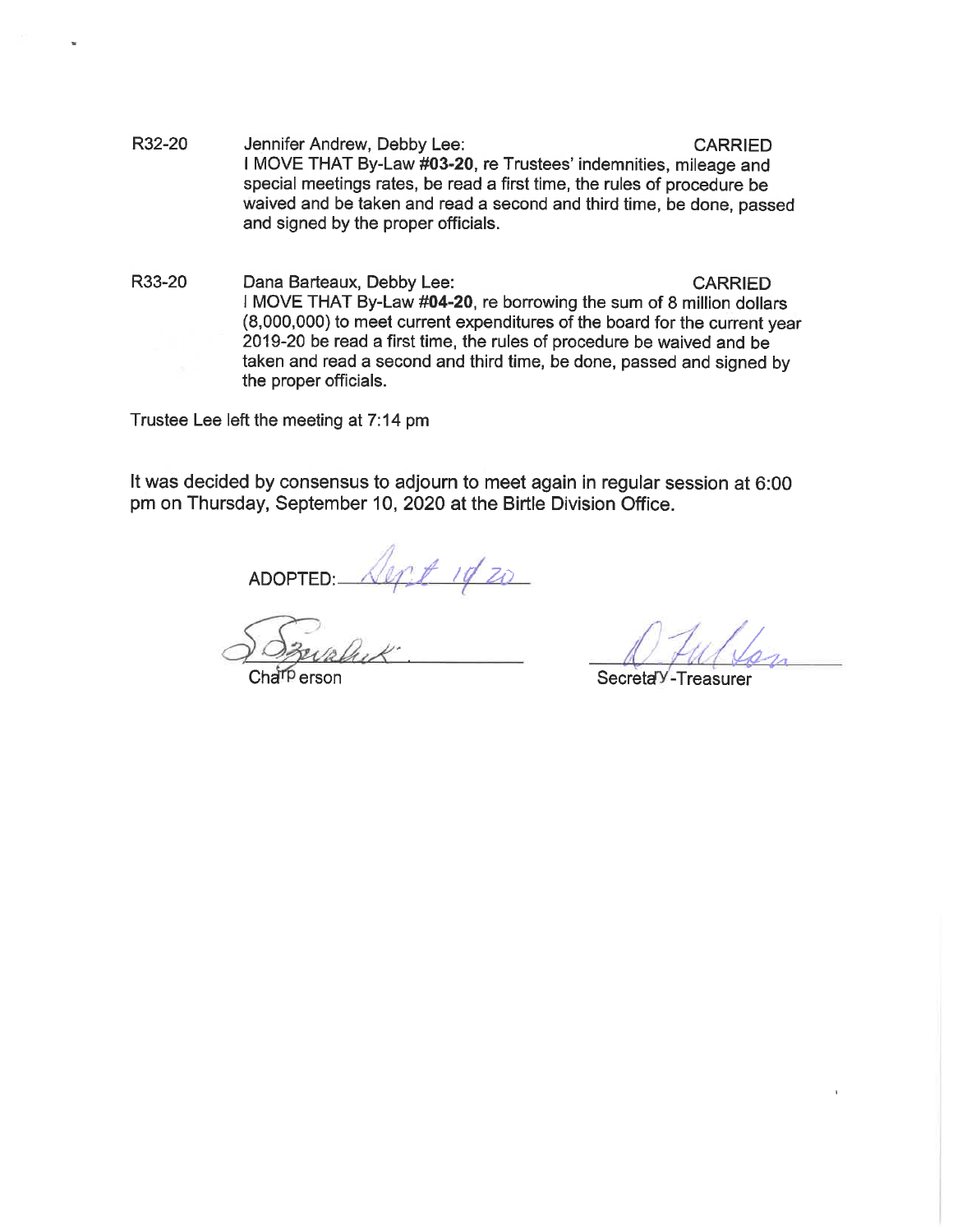R32-20 Jennifer Andrew, Debby Lee: CARRIED

I MOVE THAT By-Law **#03-20**, re Trustees' indemnities, mileage and special meetings rates, be read a first time, the rules of procedure be waived and be taken and read a second and third time, be done, passed and signed by the proper officials.

R33-20 Dana Barteaux, Debby Lee: CARRIED

I MOVE THAT By-Law **#04-20**, re borrowing the sum of 8 million dollars (8,000,000) to meet current expenditures of the board for the current year 2019-20 be read a first time, the rules of procedure be waived and be taken and read a second and third time, be done, passed and signed by the proper officials.

Trustee Lee left the meeting at 7:14 pm

It was decided by consensus to adjourn to meet again in regular session at 6:00 pm on Thursday, September 10, 2020 at the Birtle Division Office.

ADOPTED: Sept 10/20

Chairperson

Secretary-Treasurer